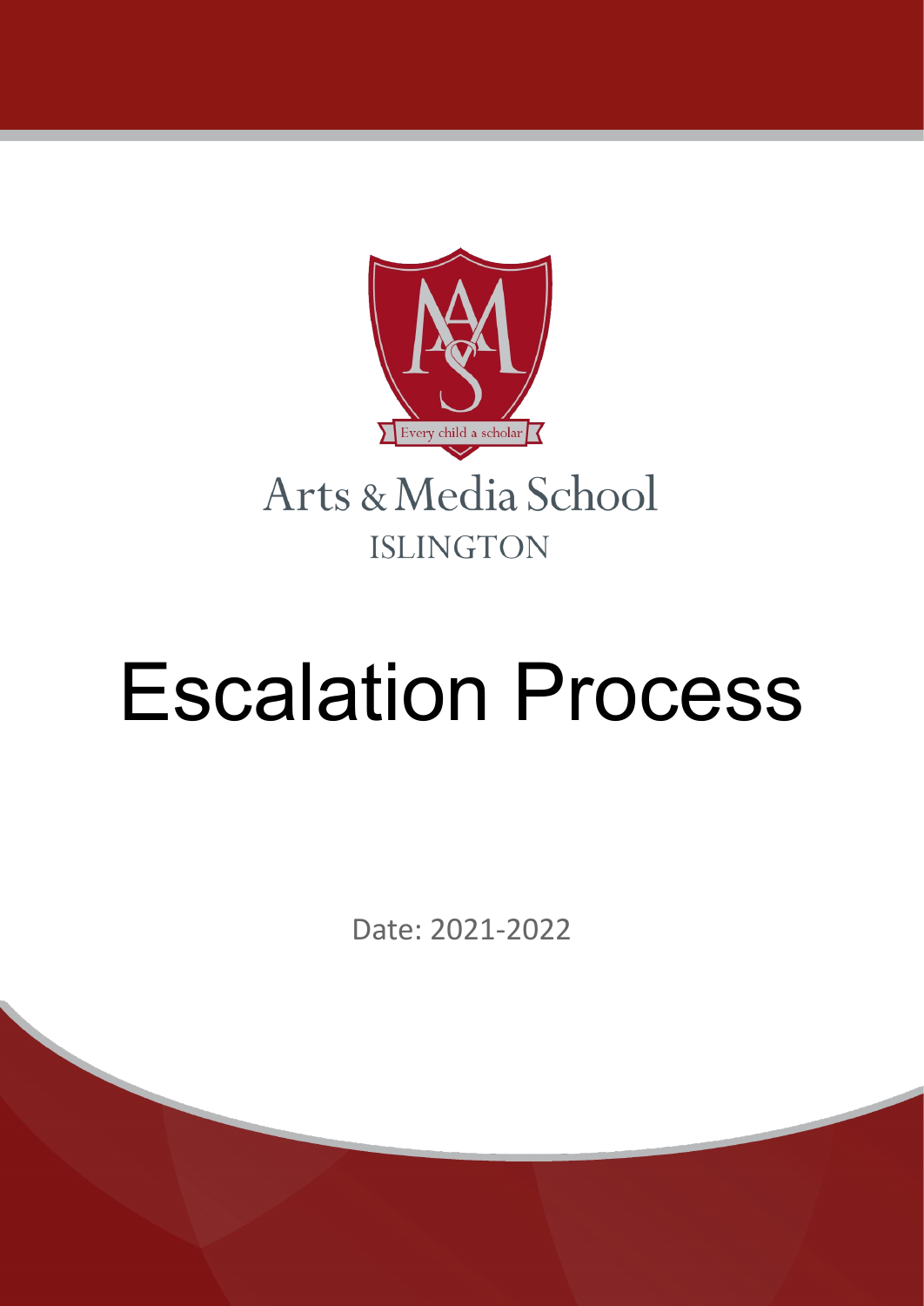Every child a scholar

Arts & Media School
ISLINGTON

# Escalation Process

Date: 2021-2022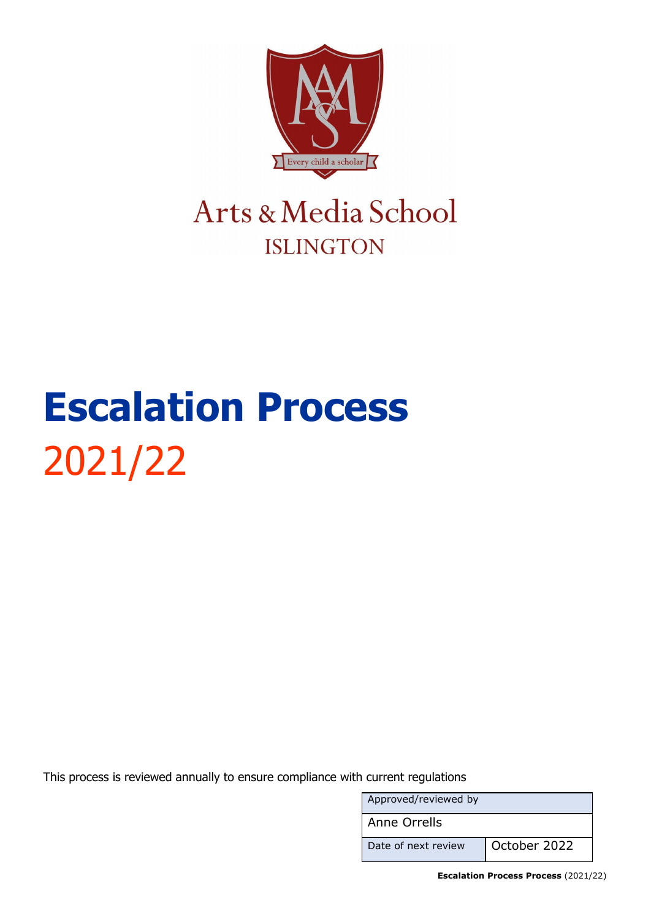Arts & Media School

ISLINGTON

# Escalation Process

## 2021/22

This process is reviewed annually to ensure compliance with current regulations

| Approved/reviewed by | |
|---|---|
| Anne Orrells | |
| Date of next review | October 2022 |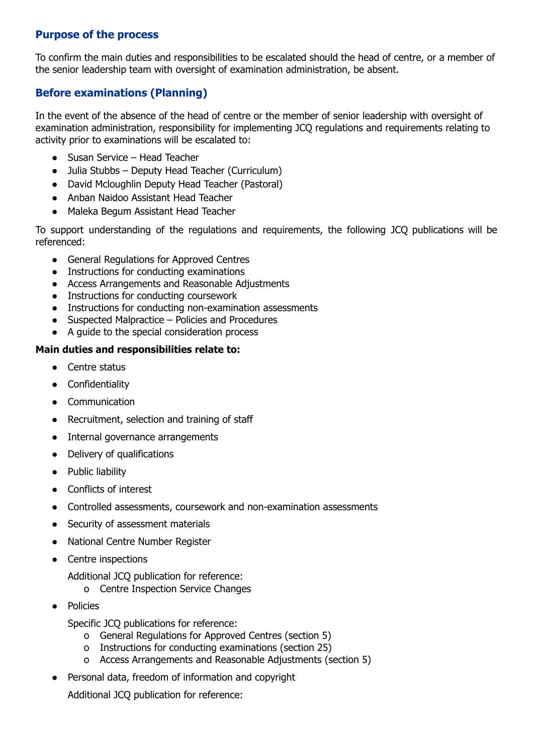## Purpose of the process

To confirm the main duties and responsibilities to be escalated should the head of centre, or a member of the senior leadership team with oversight of examination administration, be absent.

## Before examinations (Planning)

In the event of the absence of the head of centre or the member of senior leadership with oversight of examination administration, responsibility for implementing JCQ regulations and requirements relating to activity prior to examinations will be escalated to:

- Susan Service – Head Teacher
- Julia Stubbs – Deputy Head Teacher (Curriculum)
- David Mcloughlin Deputy Head Teacher (Pastoral)
- Anban Naidoo Assistant Head Teacher
- Maleka Begum Assistant Head Teacher

To support understanding of the regulations and requirements, the following JCQ publications will be referenced:

- General Regulations for Approved Centres
- Instructions for conducting examinations
- Access Arrangements and Reasonable Adjustments
- Instructions for conducting coursework
- Instructions for conducting non-examination assessments
- Suspected Malpractice – Policies and Procedures
- A guide to the special consideration process

**Main duties and responsibilities relate to:**

- Centre status
- Confidentiality
- Communication
- Recruitment, selection and training of staff
- Internal governance arrangements
- Delivery of qualifications
- Public liability
- Conflicts of interest
- Controlled assessments, coursework and non-examination assessments
- Security of assessment materials
- National Centre Number Register
- Centre inspections

  Additional JCQ publication for reference:
  - Centre Inspection Service Changes
- Policies

  Specific JCQ publications for reference:
  - General Regulations for Approved Centres (section 5)
  - Instructions for conducting examinations (section 25)
  - Access Arrangements and Reasonable Adjustments (section 5)
- Personal data, freedom of information and copyright

  Additional JCQ publication for reference: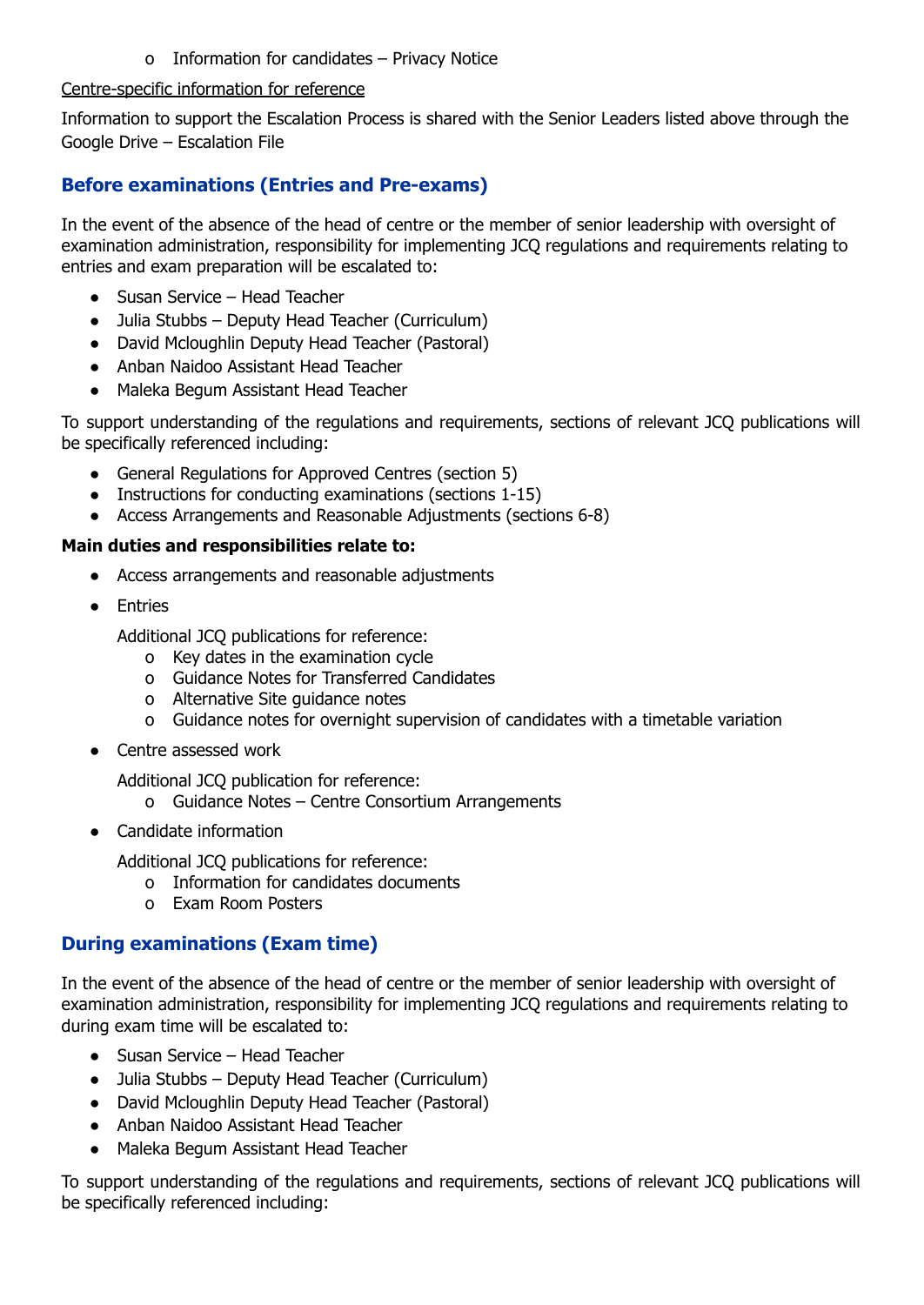- Information for candidates – Privacy Notice

Centre-specific information for reference

Information to support the Escalation Process is shared with the Senior Leaders listed above through the Google Drive – Escalation File

## Before examinations (Entries and Pre-exams)

In the event of the absence of the head of centre or the member of senior leadership with oversight of examination administration, responsibility for implementing JCQ regulations and requirements relating to entries and exam preparation will be escalated to:

- Susan Service – Head Teacher
- Julia Stubbs – Deputy Head Teacher (Curriculum)
- David Mcloughlin Deputy Head Teacher (Pastoral)
- Anban Naidoo Assistant Head Teacher
- Maleka Begum Assistant Head Teacher

To support understanding of the regulations and requirements, sections of relevant JCQ publications will be specifically referenced including:

- General Regulations for Approved Centres (section 5)
- Instructions for conducting examinations (sections 1-15)
- Access Arrangements and Reasonable Adjustments (sections 6-8)

**Main duties and responsibilities relate to:**

- Access arrangements and reasonable adjustments
- Entries

  Additional JCQ publications for reference:
  - Key dates in the examination cycle
  - Guidance Notes for Transferred Candidates
  - Alternative Site guidance notes
  - Guidance notes for overnight supervision of candidates with a timetable variation

- Centre assessed work

  Additional JCQ publication for reference:
  - Guidance Notes – Centre Consortium Arrangements

- Candidate information

  Additional JCQ publications for reference:
  - Information for candidates documents
  - Exam Room Posters

## During examinations (Exam time)

In the event of the absence of the head of centre or the member of senior leadership with oversight of examination administration, responsibility for implementing JCQ regulations and requirements relating to during exam time will be escalated to:

- Susan Service – Head Teacher
- Julia Stubbs – Deputy Head Teacher (Curriculum)
- David Mcloughlin Deputy Head Teacher (Pastoral)
- Anban Naidoo Assistant Head Teacher
- Maleka Begum Assistant Head Teacher

To support understanding of the regulations and requirements, sections of relevant JCQ publications will be specifically referenced including: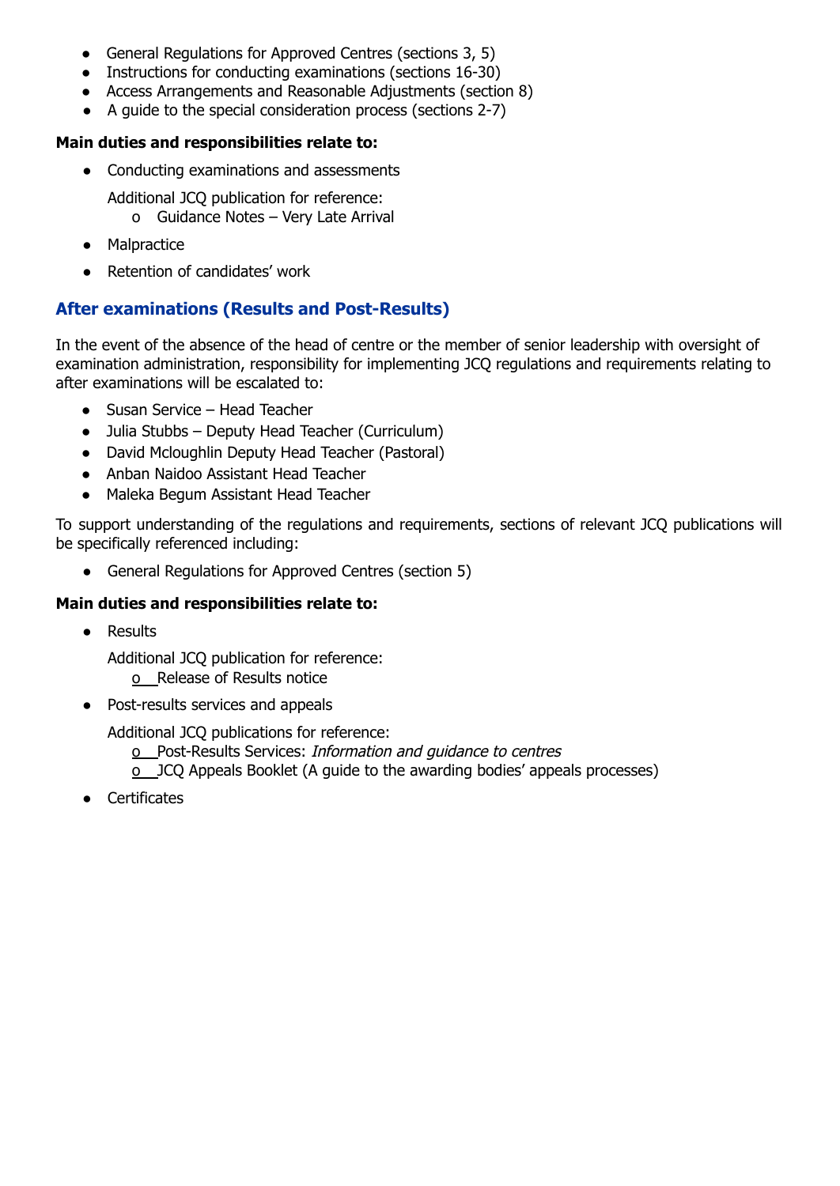- General Regulations for Approved Centres (sections 3, 5)
- Instructions for conducting examinations (sections 16-30)
- Access Arrangements and Reasonable Adjustments (section 8)
- A guide to the special consideration process (sections 2-7)

**Main duties and responsibilities relate to:**

- Conducting examinations and assessments

  Additional JCQ publication for reference:
  - Guidance Notes – Very Late Arrival

- Malpractice
- Retention of candidates' work

## After examinations (Results and Post-Results)

In the event of the absence of the head of centre or the member of senior leadership with oversight of examination administration, responsibility for implementing JCQ regulations and requirements relating to after examinations will be escalated to:

- Susan Service – Head Teacher
- Julia Stubbs – Deputy Head Teacher (Curriculum)
- David Mcloughlin Deputy Head Teacher (Pastoral)
- Anban Naidoo Assistant Head Teacher
- Maleka Begum Assistant Head Teacher

To support understanding of the regulations and requirements, sections of relevant JCQ publications will be specifically referenced including:

- General Regulations for Approved Centres (section 5)

**Main duties and responsibilities relate to:**

- Results

  Additional JCQ publication for reference:
  - Release of Results notice

- Post-results services and appeals

  Additional JCQ publications for reference:
  - Post-Results Services: *Information and guidance to centres*
  - JCQ Appeals Booklet (A guide to the awarding bodies' appeals processes)

- Certificates